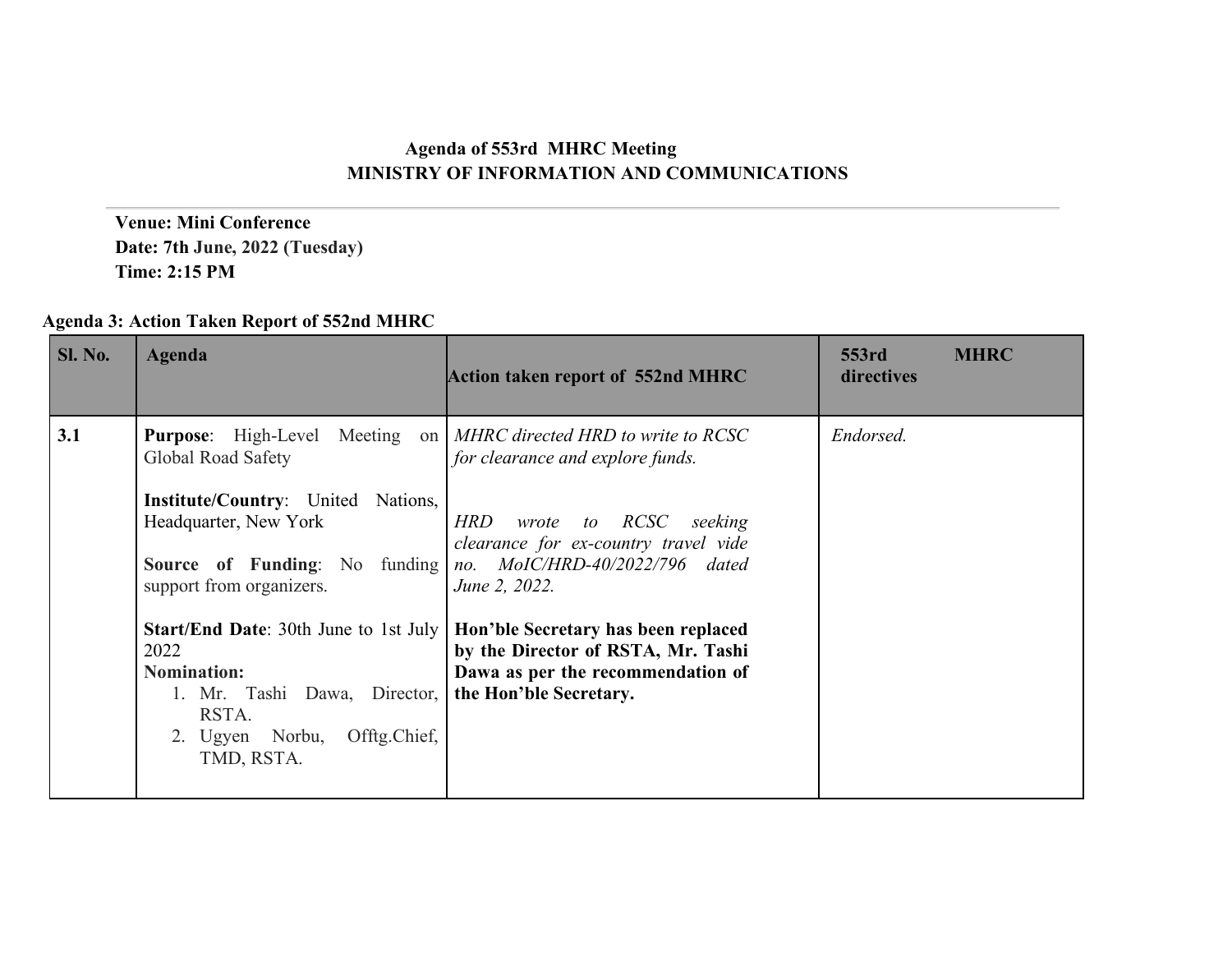**Agenda of 553rd MHRC Meeting**
**MINISTRY OF INFORMATION AND COMMUNICATIONS**

---

**Venue: Mini Conference**
**Date: 7th June, 2022 (Tuesday)**
**Time: 2:15 PM**

**Agenda 3: Action Taken Report of 552nd MHRC**

| Sl. No. | Agenda | Action taken report of 552nd MHRC | 553rd MHRC directives |
|---|---|---|---|
| **3.1** | **Purpose**: High-Level Meeting on Global Road Safety<br><br>**Institute/Country**: United Nations, Headquarter, New York<br><br>**Source of Funding**: No funding support from organizers.<br><br>**Start/End Date**: 30th June to 1st July 2022<br>**Nomination:**<br>1. Mr. Tashi Dawa, Director, RSTA.<br>2. Ugyen Norbu, Offtg.Chief, TMD, RSTA. | *MHRC directed HRD to write to RCSC for clearance and explore funds.*<br><br>*HRD wrote to RCSC seeking clearance for ex-country travel vide no. MoIC/HRD-40/2022/796 dated June 2, 2022.*<br><br>**Hon'ble Secretary has been replaced by the Director of RSTA, Mr. Tashi Dawa as per the recommendation of the Hon'ble Secretary.** | *Endorsed.* |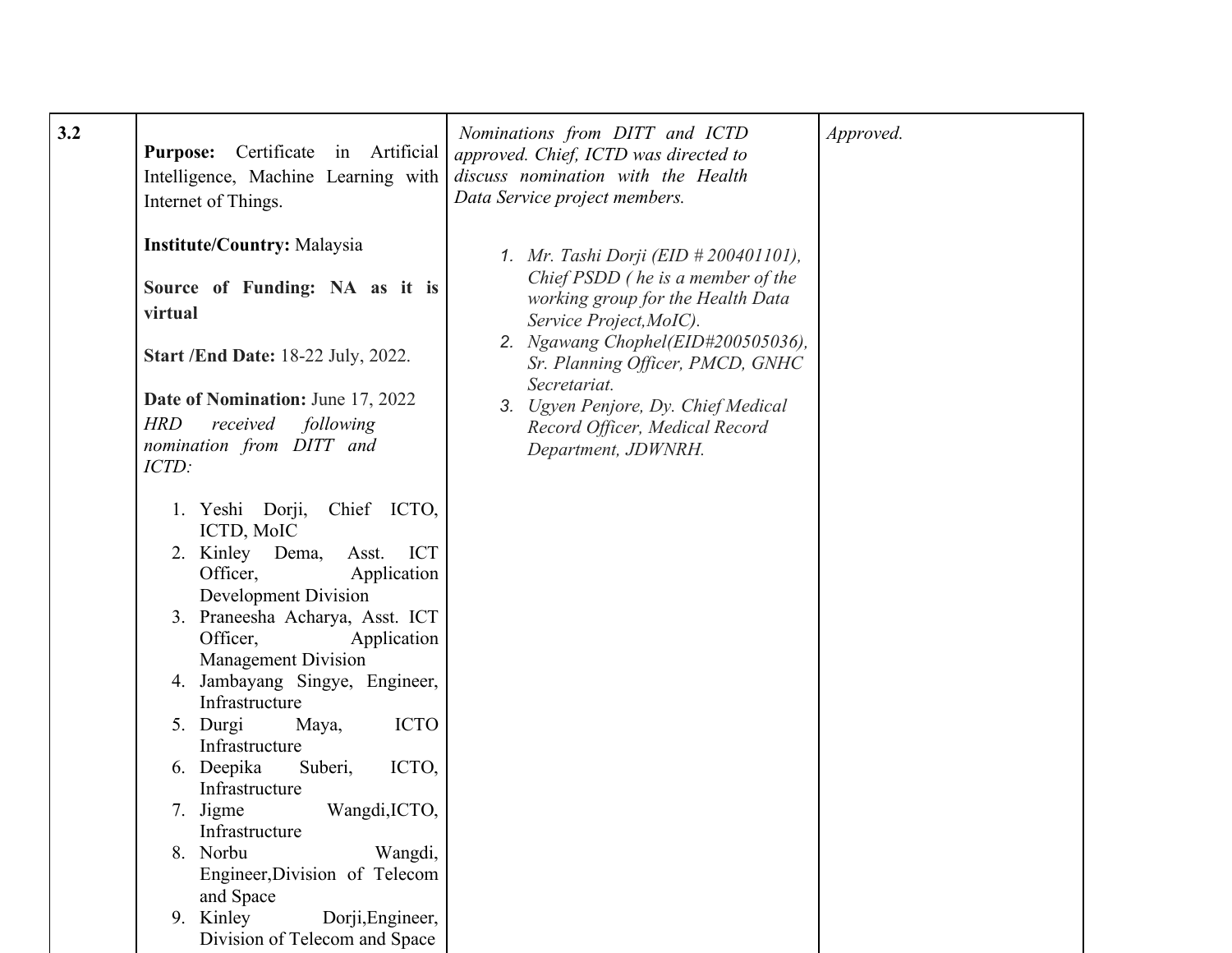| 3.2 | **Purpose:** Certificate in Artificial Intelligence, Machine Learning with Internet of Things.<br><br>**Institute/Country:** Malaysia<br><br>**Source of Funding: NA as it is virtual**<br><br>**Start /End Date:** 18-22 July, 2022.<br><br>**Date of Nomination:** June 17, 2022<br>*HRD received following nomination from DITT and ICTD:*<br><br>1. Yeshi Dorji, Chief ICTO, ICTD, MoIC<br>2. Kinley Dema, Asst. ICT Officer, Application Development Division<br>3. Praneesha Acharya, Asst. ICT Officer, Application Management Division<br>4. Jambayang Singye, Engineer, Infrastructure<br>5. Durgi Maya, ICTO Infrastructure<br>6. Deepika Suberi, ICTO, Infrastructure<br>7. Jigme Wangdi,ICTO, Infrastructure<br>8. Norbu Wangdi, Engineer,Division of Telecom and Space<br>9. Kinley Dorji,Engineer, Division of Telecom and Space | *Nominations from DITT and ICTD approved. Chief, ICTD was directed to discuss nomination with the Health Data Service project members.*<br><br>1. *Mr. Tashi Dorji (EID # 200401101), Chief PSDD ( he is a member of the working group for the Health Data Service Project,MoIC).*<br>2. *Ngawang Chophel(EID#200505036), Sr. Planning Officer, PMCD, GNHC Secretariat.*<br>3. *Ugyen Penjore, Dy. Chief Medical Record Officer, Medical Record Department, JDWNRH.* | *Approved.* |
|---|---|---|---|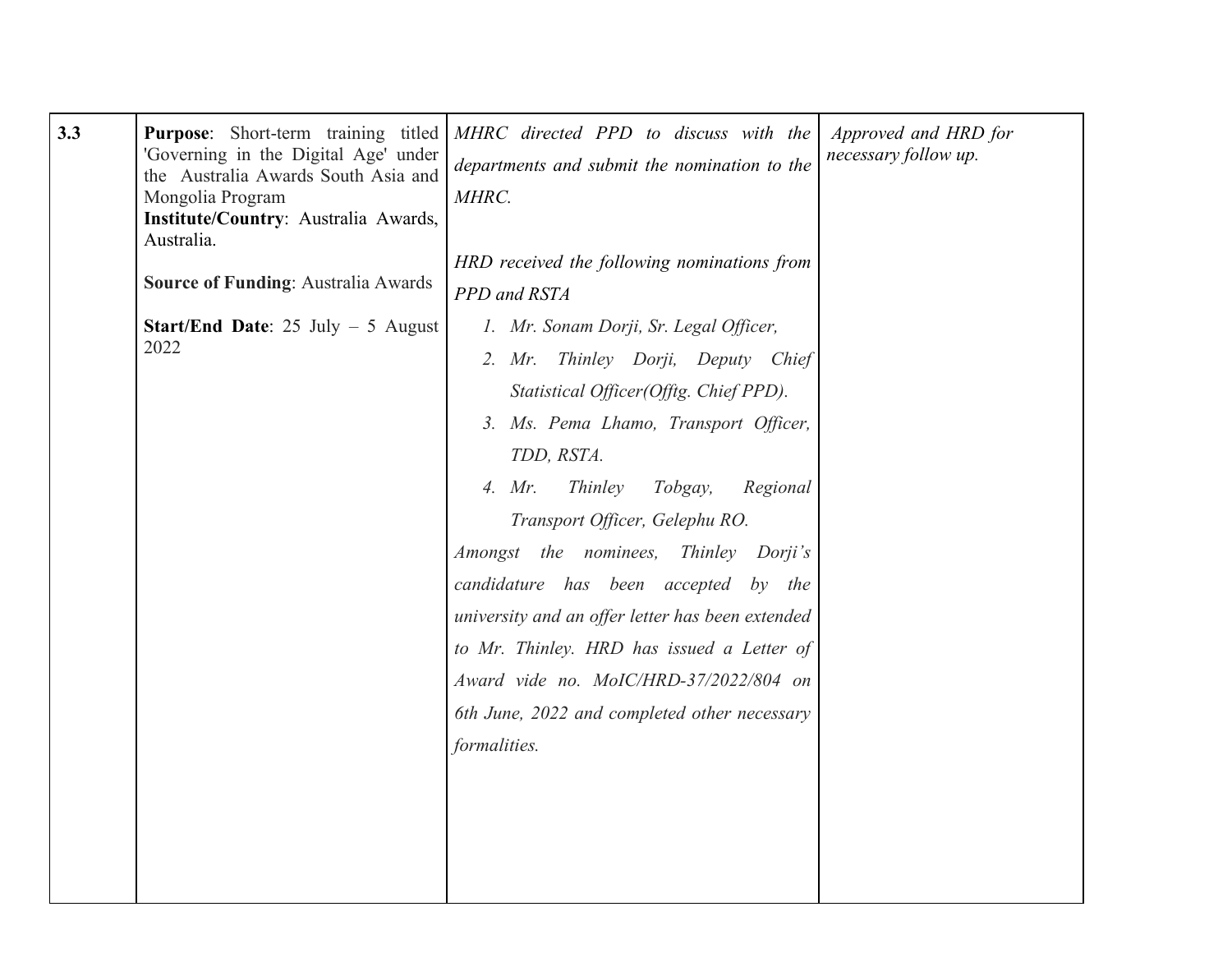| 3.3 | **Purpose**: Short-term training titled 'Governing in the Digital Age' under the Australia Awards South Asia and Mongolia Program<br>**Institute/Country**: Australia Awards, Australia.<br><br>**Source of Funding**: Australia Awards<br><br>**Start/End Date**: 25 July – 5 August 2022 | *MHRC directed PPD to discuss with the departments and submit the nomination to the MHRC.*<br><br>*HRD received the following nominations from PPD and RSTA*<br>1. *Mr. Sonam Dorji, Sr. Legal Officer,*<br>2. *Mr. Thinley Dorji, Deputy Chief Statistical Officer(Offtg. Chief PPD).*<br>3. *Ms. Pema Lhamo, Transport Officer, TDD, RSTA.*<br>4. *Mr. Thinley Tobgay, Regional Transport Officer, Gelephu RO.*<br><br>*Amongst the nominees, Thinley Dorji's candidature has been accepted by the university and an offer letter has been extended to Mr. Thinley. HRD has issued a Letter of Award vide no. MoIC/HRD-37/2022/804 on 6th June, 2022 and completed other necessary formalities.* | *Approved and HRD for necessary follow up.* |
|---|---|---|---|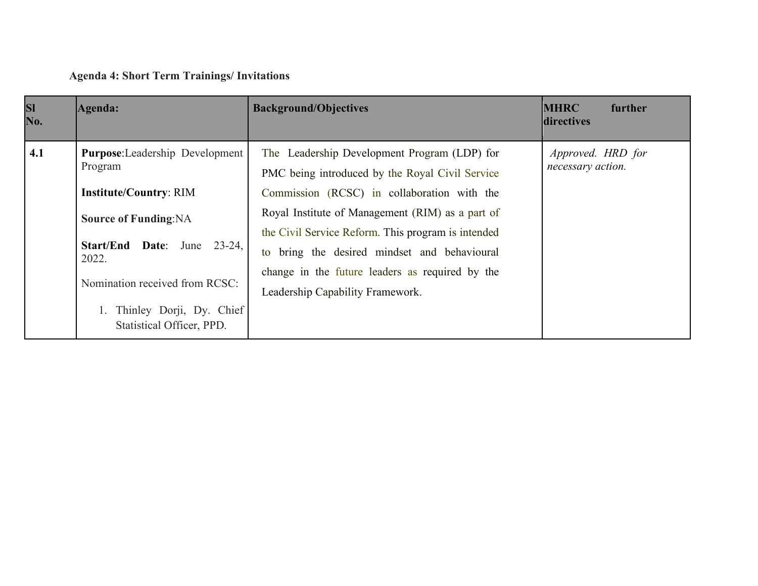**Agenda 4: Short Term Trainings/ Invitations**

| Sl No. | Agenda: | Background/Objectives | MHRC further directives |
|---|---|---|---|
| **4.1** | **Purpose**:Leadership Development Program<br><br>**Institute/Country**: RIM<br><br>**Source of Funding**:NA<br><br>**Start/End Date**: June 23-24, 2022.<br><br>Nomination received from RCSC:<br><br>1. Thinley Dorji, Dy. Chief Statistical Officer, PPD. | The Leadership Development Program (LDP) for PMC being introduced by the Royal Civil Service Commission (RCSC) in collaboration with the Royal Institute of Management (RIM) as a part of the Civil Service Reform. This program is intended to bring the desired mindset and behavioural change in the future leaders as required by the Leadership Capability Framework. | *Approved. HRD for necessary action.* |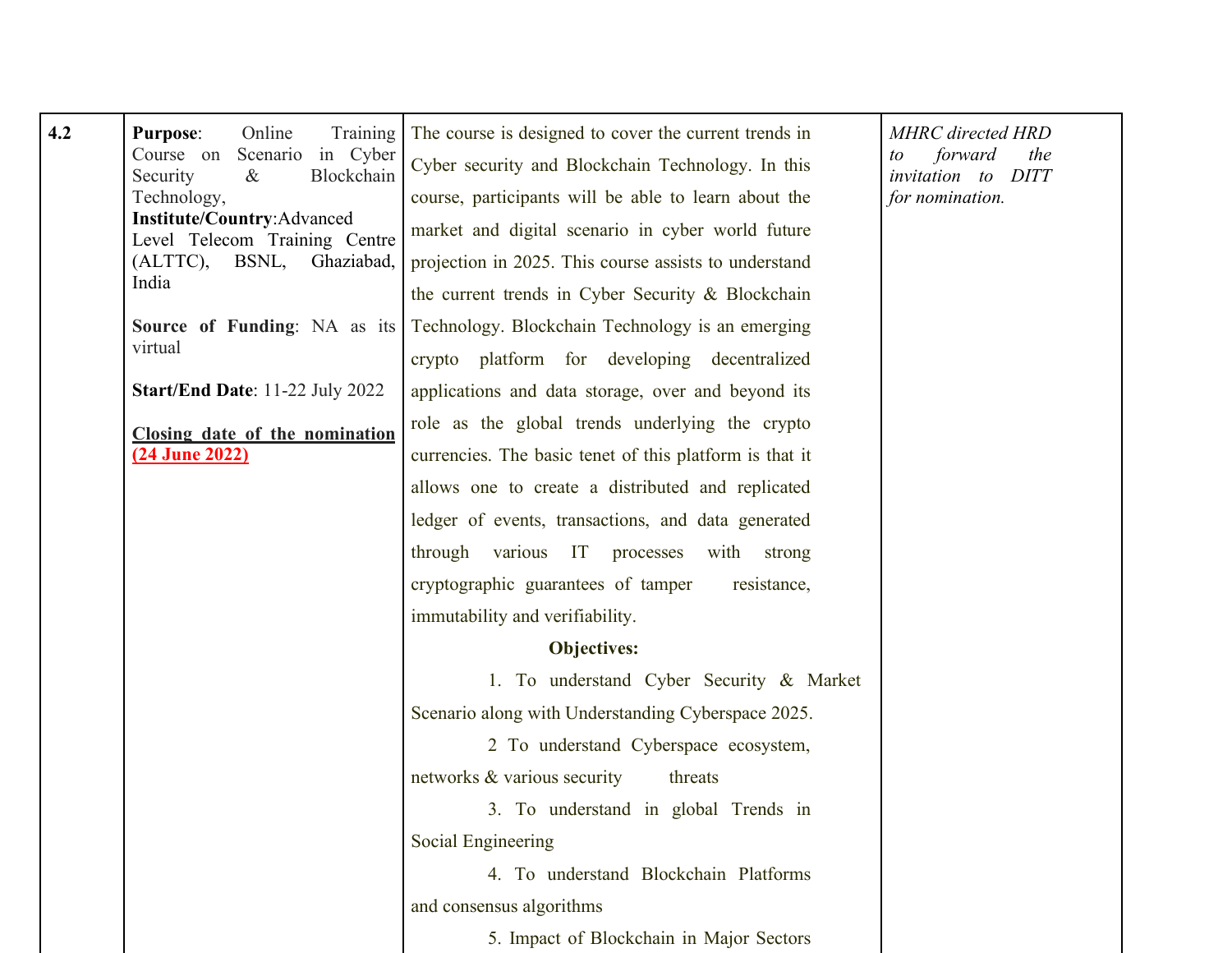| 4.2 | **Purpose**: Online Training Course on Scenario in Cyber Security & Blockchain Technology,<br>**Institute/Country**:Advanced Level Telecom Training Centre (ALTTC), BSNL, Ghaziabad, India<br><br>**Source of Funding**: NA as its virtual<br><br>**Start/End Date**: 11-22 July 2022<br><br>**Closing date of the nomination (24 June 2022)** | The course is designed to cover the current trends in Cyber security and Blockchain Technology. In this course, participants will be able to learn about the market and digital scenario in cyber world future projection in 2025. This course assists to understand the current trends in Cyber Security & Blockchain Technology. Blockchain Technology is an emerging crypto platform for developing decentralized applications and data storage, over and beyond its role as the global trends underlying the crypto currencies. The basic tenet of this platform is that it allows one to create a distributed and replicated ledger of events, transactions, and data generated through various IT processes with strong cryptographic guarantees of tamper resistance, immutability and verifiability.<br><br>**Objectives:**<br>1. To understand Cyber Security & Market Scenario along with Understanding Cyberspace 2025.<br>2 To understand Cyberspace ecosystem, networks & various security threats<br>3. To understand in global Trends in Social Engineering<br>4. To understand Blockchain Platforms and consensus algorithms<br>5. Impact of Blockchain in Major Sectors | *MHRC directed HRD to forward the invitation to DITT for nomination.* |
|---|---|---|---|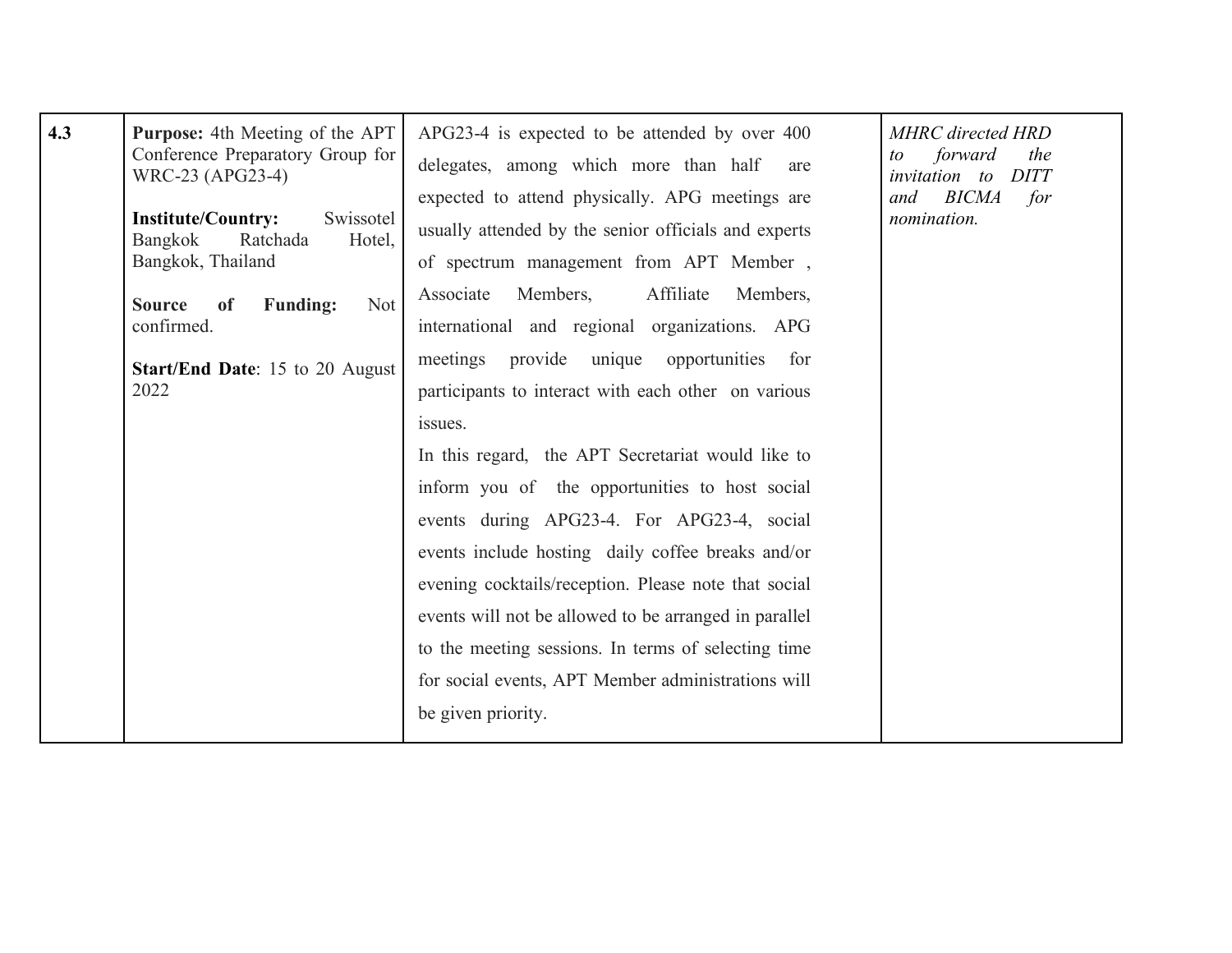| 4.3 | **Purpose:** 4th Meeting of the APT Conference Preparatory Group for WRC-23 (APG23-4)<br><br>**Institute/Country:** Swissotel Bangkok Ratchada Hotel, Bangkok, Thailand<br><br>**Source of Funding:** Not confirmed.<br><br>**Start/End Date**: 15 to 20 August 2022 | APG23-4 is expected to be attended by over 400 delegates, among which more than half are expected to attend physically. APG meetings are usually attended by the senior officials and experts of spectrum management from APT Member , Associate Members, Affiliate Members, international and regional organizations. APG meetings provide unique opportunities for participants to interact with each other on various issues.<br>In this regard, the APT Secretariat would like to inform you of the opportunities to host social events during APG23-4. For APG23-4, social events include hosting daily coffee breaks and/or evening cocktails/reception. Please note that social events will not be allowed to be arranged in parallel to the meeting sessions. In terms of selecting time for social events, APT Member administrations will be given priority. | *MHRC directed HRD to forward the invitation to DITT and BICMA for nomination.* |
|---|---|---|---|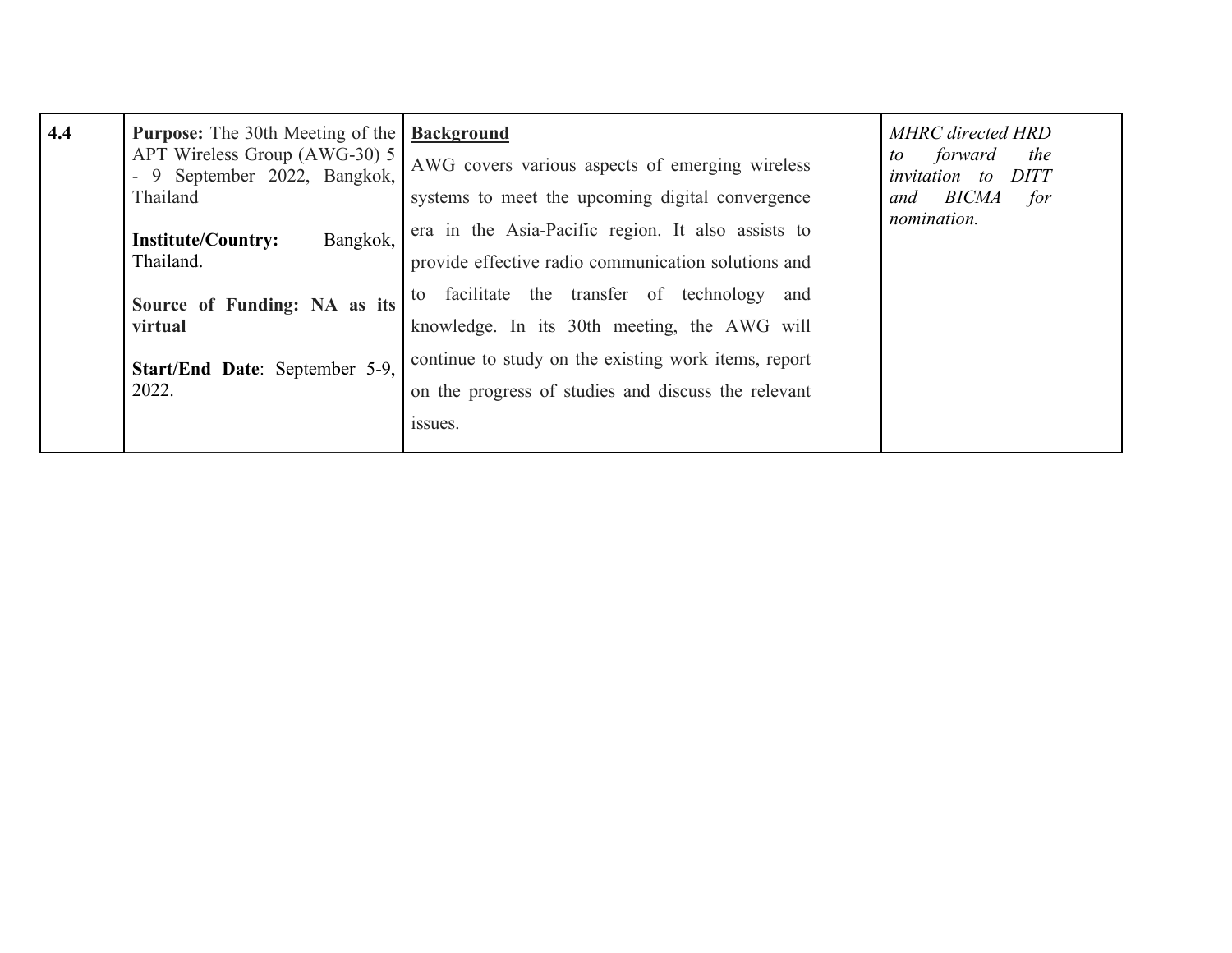| 4.4 | **Purpose:** The 30th Meeting of the APT Wireless Group (AWG-30) 5 - 9 September 2022, Bangkok, Thailand<br><br>**Institute/Country:** Bangkok, Thailand.<br><br>**Source of Funding: NA as its virtual**<br><br>**Start/End Date**: September 5-9, 2022. | **<u>Background</u>**<br>AWG covers various aspects of emerging wireless systems to meet the upcoming digital convergence era in the Asia-Pacific region. It also assists to provide effective radio communication solutions and to facilitate the transfer of technology and knowledge. In its 30th meeting, the AWG will continue to study on the existing work items, report on the progress of studies and discuss the relevant issues. | *MHRC directed HRD to forward the invitation to DITT and BICMA for nomination.* |
|---|---|---|---|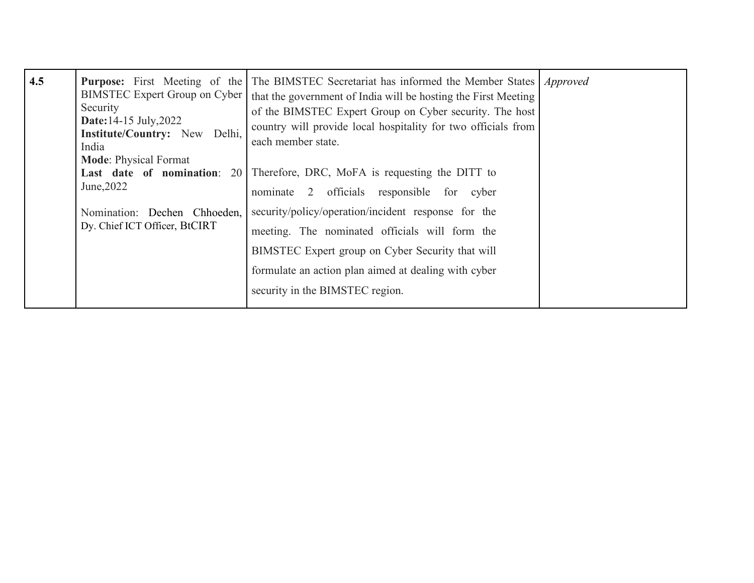| 4.5 | **Purpose:** First Meeting of the BIMSTEC Expert Group on Cyber Security<br>**Date:**14-15 July,2022<br>**Institute/Country:** New Delhi, India<br>**Mode**: Physical Format<br>**Last date of nomination**: 20 June,2022<br><br>Nomination: Dechen Chhoeden, Dy. Chief ICT Officer, BtCIRT | The BIMSTEC Secretariat has informed the Member States that the government of India will be hosting the First Meeting of the BIMSTEC Expert Group on Cyber security. The host country will provide local hospitality for two officials from each member state.<br><br>Therefore, DRC, MoFA is requesting the DITT to nominate 2 officials responsible for cyber security/policy/operation/incident response for the meeting. The nominated officials will form the BIMSTEC Expert group on Cyber Security that will formulate an action plan aimed at dealing with cyber security in the BIMSTEC region. | *Approved* |
|---|---|---|---|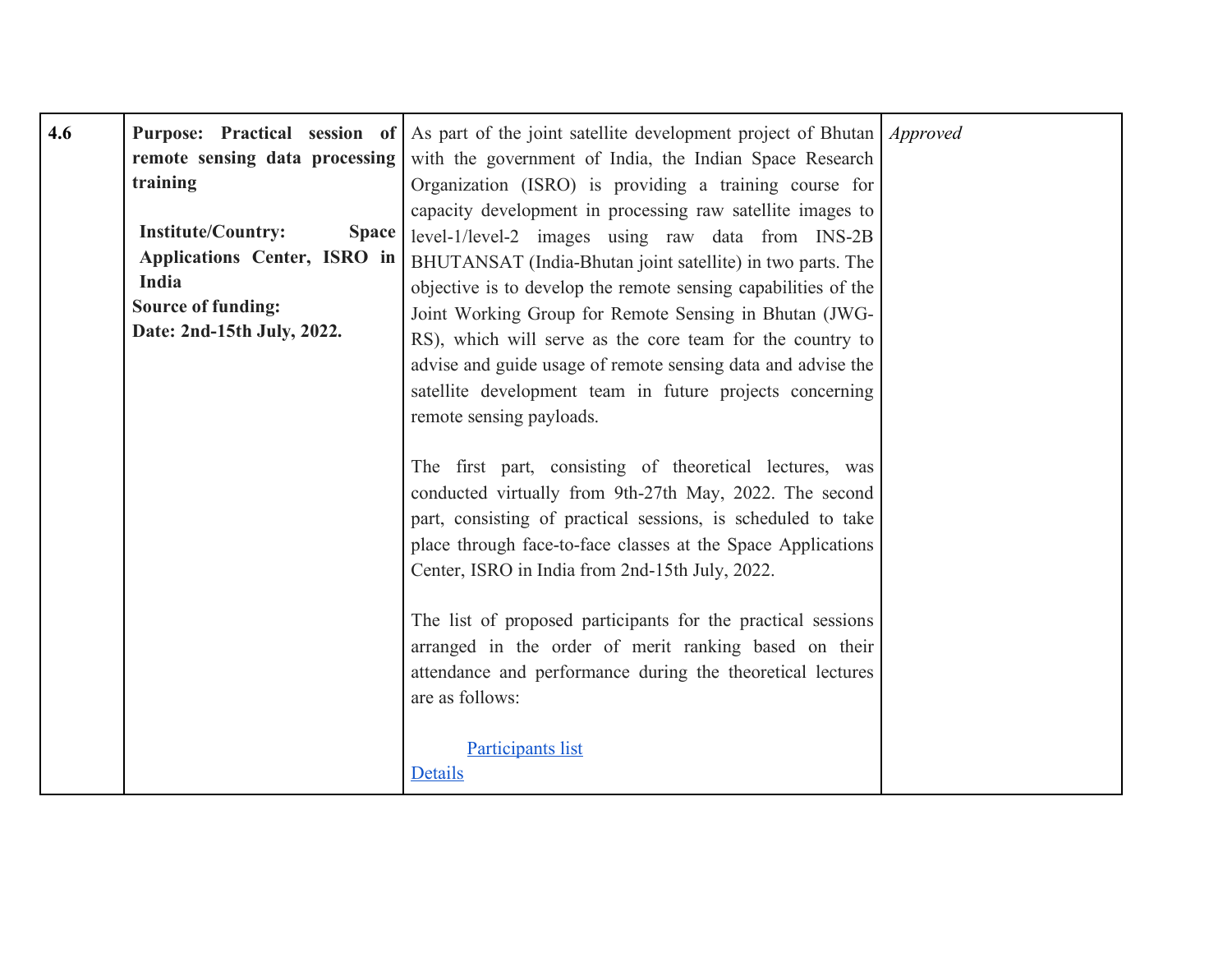| | | | |
|---|---|---|---|
| **4.6** | **Purpose: Practical session of remote sensing data processing training**<br><br>**Institute/Country: Space Applications Center, ISRO in India**<br>**Source of funding:**<br>**Date: 2nd-15th July, 2022.** | As part of the joint satellite development project of Bhutan with the government of India, the Indian Space Research Organization (ISRO) is providing a training course for capacity development in processing raw satellite images to level-1/level-2 images using raw data from INS-2B BHUTANSAT (India-Bhutan joint satellite) in two parts. The objective is to develop the remote sensing capabilities of the Joint Working Group for Remote Sensing in Bhutan (JWG-RS), which will serve as the core team for the country to advise and guide usage of remote sensing data and advise the satellite development team in future projects concerning remote sensing payloads.<br><br>The first part, consisting of theoretical lectures, was conducted virtually from 9th-27th May, 2022. The second part, consisting of practical sessions, is scheduled to take place through face-to-face classes at the Space Applications Center, ISRO in India from 2nd-15th July, 2022.<br><br>The list of proposed participants for the practical sessions arranged in the order of merit ranking based on their attendance and performance during the theoretical lectures are as follows:<br><br>Participants list<br>Details | *Approved* |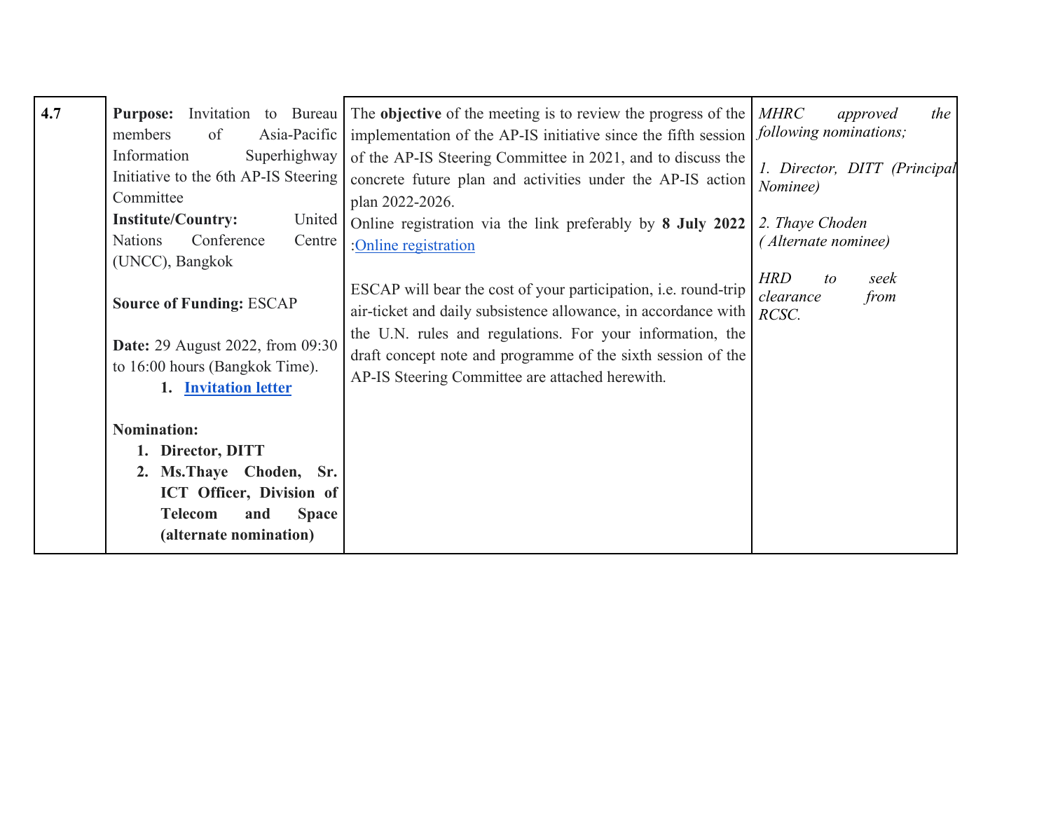| 4.7 | **Purpose:** Invitation to Bureau members of Asia-Pacific Information Superhighway Initiative to the 6th AP-IS Steering Committee<br>**Institute/Country:** United Nations Conference Centre (UNCC), Bangkok<br><br>**Source of Funding:** ESCAP<br><br>**Date:** 29 August 2022, from 09:30 to 16:00 hours (Bangkok Time).<br>1. **Invitation letter**<br><br>**Nomination:**<br>1. **Director, DITT**<br>2. **Ms.Thaye Choden, Sr. ICT Officer, Division of Telecom and Space (alternate nomination)** | The **objective** of the meeting is to review the progress of the implementation of the AP-IS initiative since the fifth session of the AP-IS Steering Committee in 2021, and to discuss the concrete future plan and activities under the AP-IS action plan 2022-2026.<br>Online registration via the link preferably by **8 July 2022** :Online registration<br><br>ESCAP will bear the cost of your participation, i.e. round-trip air-ticket and daily subsistence allowance, in accordance with the U.N. rules and regulations. For your information, the draft concept note and programme of the sixth session of the AP-IS Steering Committee are attached herewith. | *MHRC approved the following nominations;*<br><br>*1. Director, DITT (Principal Nominee)*<br><br>*2. Thaye Choden ( Alternate nominee)*<br><br>*HRD to seek clearance from RCSC.* |
|---|---|---|---|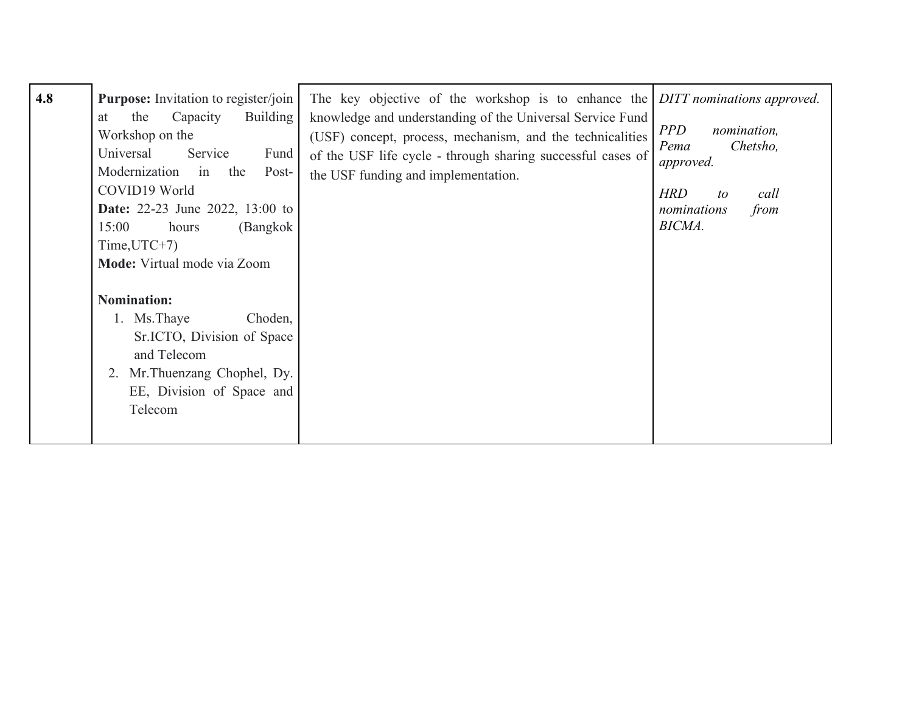| 4.8 | **Purpose:** Invitation to register/join at the Capacity Building Workshop on the Universal Service Fund Modernization in the Post-COVID19 World<br>**Date:** 22-23 June 2022, 13:00 to 15:00 hours (Bangkok Time,UTC+7)<br>**Mode:** Virtual mode via Zoom<br><br>**Nomination:**<br>1. Ms.Thaye Choden, Sr.ICTO, Division of Space and Telecom<br>2. Mr.Thuenzang Chophel, Dy. EE, Division of Space and Telecom | The key objective of the workshop is to enhance the knowledge and understanding of the Universal Service Fund (USF) concept, process, mechanism, and the technicalities of the USF life cycle - through sharing successful cases of the USF funding and implementation. | *DITT nominations approved.*<br><br>*PPD nomination, Pema Chetsho, approved.*<br><br>*HRD to call nominations from BICMA.* |
|---|---|---|---|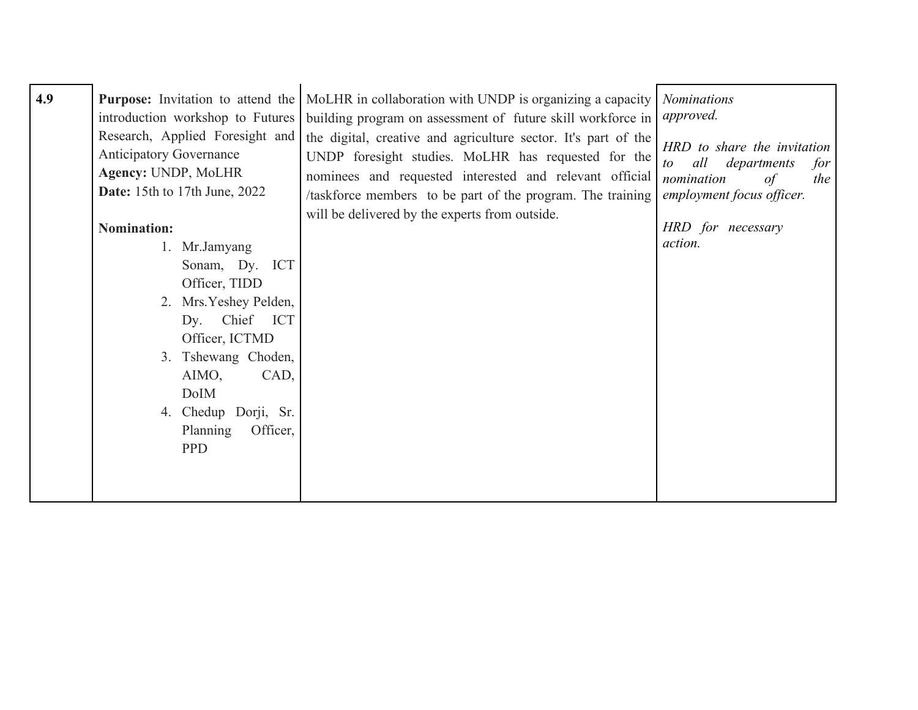| | | | |
|---|---|---|---|
| **4.9** | **Purpose:** Invitation to attend the introduction workshop to Futures Research, Applied Foresight and Anticipatory Governance<br>**Agency:** UNDP, MoLHR<br>**Date:** 15th to 17th June, 2022<br><br>**Nomination:**<br>1. Mr.Jamyang Sonam, Dy. ICT Officer, TIDD<br>2. Mrs.Yeshey Pelden, Dy. Chief ICT Officer, ICTMD<br>3. Tshewang Choden, AIMO, CAD, DoIM<br>4. Chedup Dorji, Sr. Planning Officer, PPD | MoLHR in collaboration with UNDP is organizing a capacity building program on assessment of future skill workforce in the digital, creative and agriculture sector. It's part of the UNDP foresight studies. MoLHR has requested for the nominees and requested interested and relevant official /taskforce members to be part of the program. The training will be delivered by the experts from outside. | *Nominations approved.*<br><br>*HRD to share the invitation to all departments for nomination of the employment focus officer.*<br><br>*HRD for necessary action.* |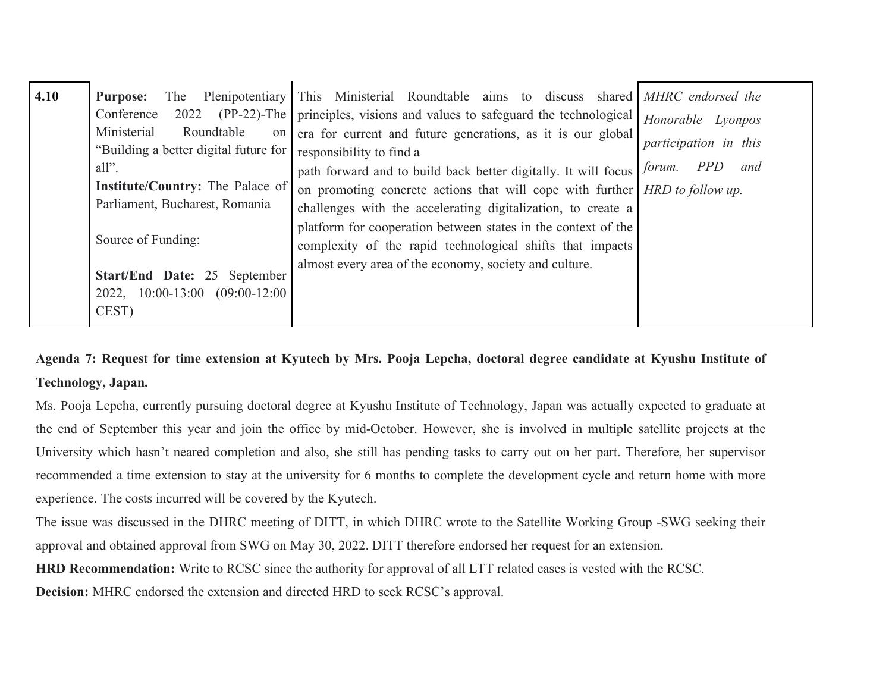| | | | |
|---|---|---|---|
| 4.10 | **Purpose:** The Plenipotentiary Conference 2022 (PP-22)-The Ministerial Roundtable on "Building a better digital future for all".<br>**Institute/Country:** The Palace of Parliament, Bucharest, Romania<br><br>Source of Funding:<br><br>**Start/End Date:** 25 September 2022, 10:00-13:00 (09:00-12:00 CEST) | This Ministerial Roundtable aims to discuss shared principles, visions and values to safeguard the technological era for current and future generations, as it is our global responsibility to find a path forward and to build back better digitally. It will focus on promoting concrete actions that will cope with further challenges with the accelerating digitalization, to create a platform for cooperation between states in the context of the complexity of the rapid technological shifts that impacts almost every area of the economy, society and culture. | *MHRC endorsed the Honorable Lyonpos participation in this forum. PPD and HRD to follow up.* |

**Agenda 7: Request for time extension at Kyutech by Mrs. Pooja Lepcha, doctoral degree candidate at Kyushu Institute of Technology, Japan.**

Ms. Pooja Lepcha, currently pursuing doctoral degree at Kyushu Institute of Technology, Japan was actually expected to graduate at the end of September this year and join the office by mid-October. However, she is involved in multiple satellite projects at the University which hasn't neared completion and also, she still has pending tasks to carry out on her part. Therefore, her supervisor recommended a time extension to stay at the university for 6 months to complete the development cycle and return home with more experience. The costs incurred will be covered by the Kyutech.

The issue was discussed in the DHRC meeting of DITT, in which DHRC wrote to the Satellite Working Group -SWG seeking their approval and obtained approval from SWG on May 30, 2022. DITT therefore endorsed her request for an extension.

**HRD Recommendation:** Write to RCSC since the authority for approval of all LTT related cases is vested with the RCSC.

**Decision:** MHRC endorsed the extension and directed HRD to seek RCSC's approval.